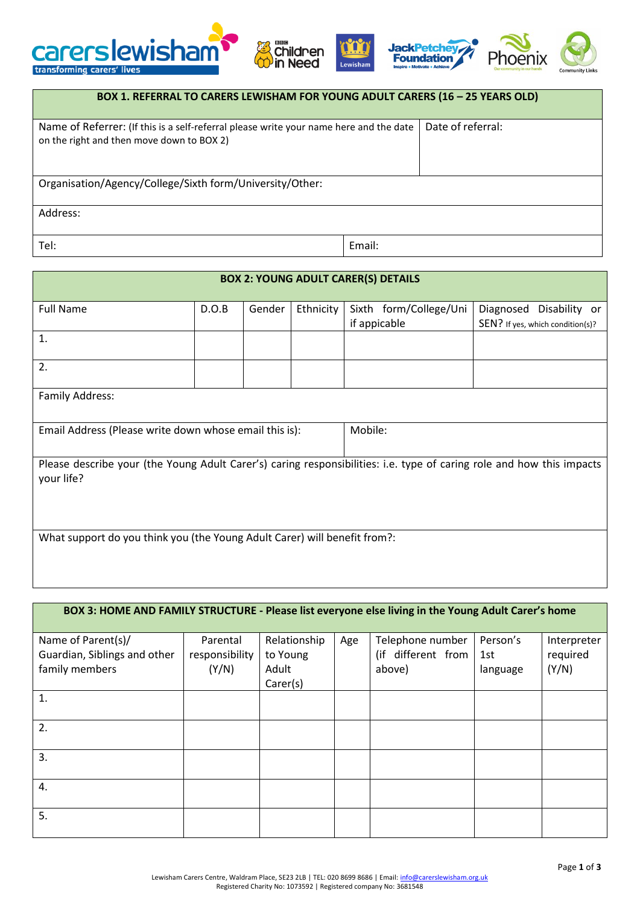| BOX 1. REFERRAL TO CARERS LEWISHAM FOR YOUNG ADULT CARERS (16 – 25 YEARS OLD) | |
|---|---|
| Name of Referrer: (If this is a self-referral please write your name here and the date on the right and then move down to BOX 2) | Date of referral: |
| Organisation/Agency/College/Sixth form/University/Other: | |
| Address: | |
| Tel: | Email: |

| BOX 2: YOUNG ADULT CARER(S) DETAILS | | | | | |
|---|---|---|---|---|---|
| Full Name | D.O.B | Gender | Ethnicity | Sixth form/College/Uni if applicable | Diagnosed Disability or SEN? If yes, which condition(s)? |
| 1. | | | | | |
| 2. | | | | | |
| Family Address: | | | | | |
| Email Address (Please write down whose email this is): | | | | Mobile: | |
| Please describe your (the Young Adult Carer's) caring responsibilities: i.e. type of caring role and how this impacts your life? | | | | | |
| What support do you think you (the Young Adult Carer) will benefit from?: | | | | | |

| BOX 3: HOME AND FAMILY STRUCTURE - Please list everyone else living in the Young Adult Carer's home | | | | | | |
|---|---|---|---|---|---|---|
| Name of Parent(s)/ Guardian, Siblings and other family members | Parental responsibility (Y/N) | Relationship to Young Adult Carer(s) | Age | Telephone number (if different from above) | Person's 1st language | Interpreter required (Y/N) |
| 1. | | | | | | |
| 2. | | | | | | |
| 3. | | | | | | |
| 4. | | | | | | |
| 5. | | | | | | |

Lewisham Carers Centre, Waldram Place, SE23 2LB | TEL: 020 8699 8686 | Email: info@carerslewisham.org.uk
Registered Charity No: 1073592 | Registered company No: 3681548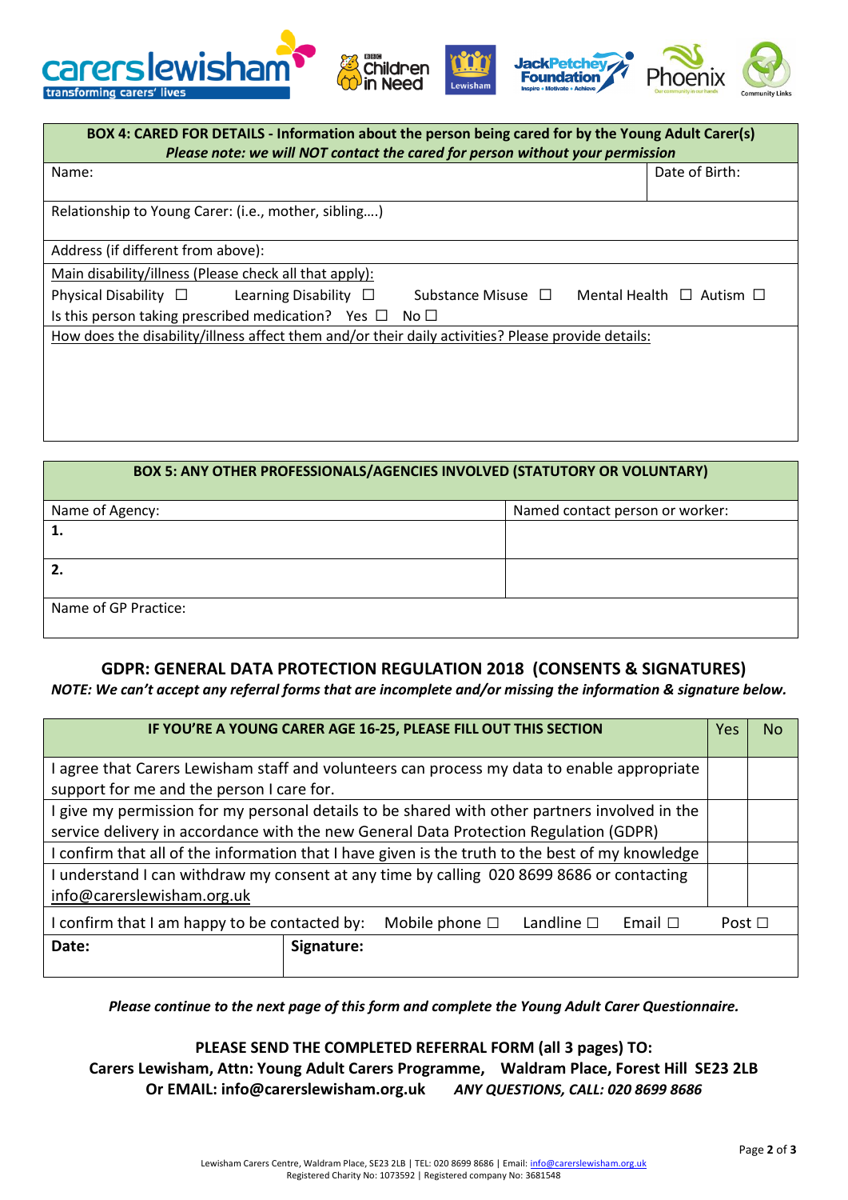| **BOX 4: CARED FOR DETAILS - Information about the person being cared for by the Young Adult Carer(s)** *Please note: we will NOT contact the cared for person without your permission* | |
|---|---|
| Name: | Date of Birth: |
| Relationship to Young Carer: (i.e., mother, sibling….) | |
| Address (if different from above): | |
| Main disability/illness (Please check all that apply): Physical Disability ☐ Learning Disability ☐ Substance Misuse ☐ Mental Health ☐ Autism ☐ Is this person taking prescribed medication? Yes ☐ No ☐ | |
| How does the disability/illness affect them and/or their daily activities? Please provide details: | |

| **BOX 5: ANY OTHER PROFESSIONALS/AGENCIES INVOLVED (STATUTORY OR VOLUNTARY)** | |
|---|---|
| Name of Agency: | Named contact person or worker: |
| **1.** | |
| **2.** | |
| Name of GP Practice: | |

## GDPR: GENERAL DATA PROTECTION REGULATION 2018 (CONSENTS & SIGNATURES)

***NOTE: We can't accept any referral forms that are incomplete and/or missing the information & signature below.***

| **IF YOU'RE A YOUNG CARER AGE 16-25, PLEASE FILL OUT THIS SECTION** | Yes | No |
|---|---|---|
| I agree that Carers Lewisham staff and volunteers can process my data to enable appropriate support for me and the person I care for. | | |
| I give my permission for my personal details to be shared with other partners involved in the service delivery in accordance with the new General Data Protection Regulation (GDPR) | | |
| I confirm that all of the information that I have given is the truth to the best of my knowledge | | |
| I understand I can withdraw my consent at any time by calling 020 8699 8686 or contacting info@carerslewisham.org.uk | | |
| I confirm that I am happy to be contacted by: Mobile phone ☐ Landline ☐ Email ☐ Post ☐ | | |
| **Date:** | **Signature:** | |

***Please continue to the next page of this form and complete the Young Adult Carer Questionnaire.***

**PLEASE SEND THE COMPLETED REFERRAL FORM (all 3 pages) TO:**
**Carers Lewisham, Attn: Young Adult Carers Programme, Waldram Place, Forest Hill SE23 2LB**
**Or EMAIL: info@carerslewisham.org.uk** ***ANY QUESTIONS, CALL: 020 8699 8686***

Lewisham Carers Centre, Waldram Place, SE23 2LB | TEL: 020 8699 8686 | Email: info@carerslewisham.org.uk
Registered Charity No: 1073592 | Registered company No: 3681548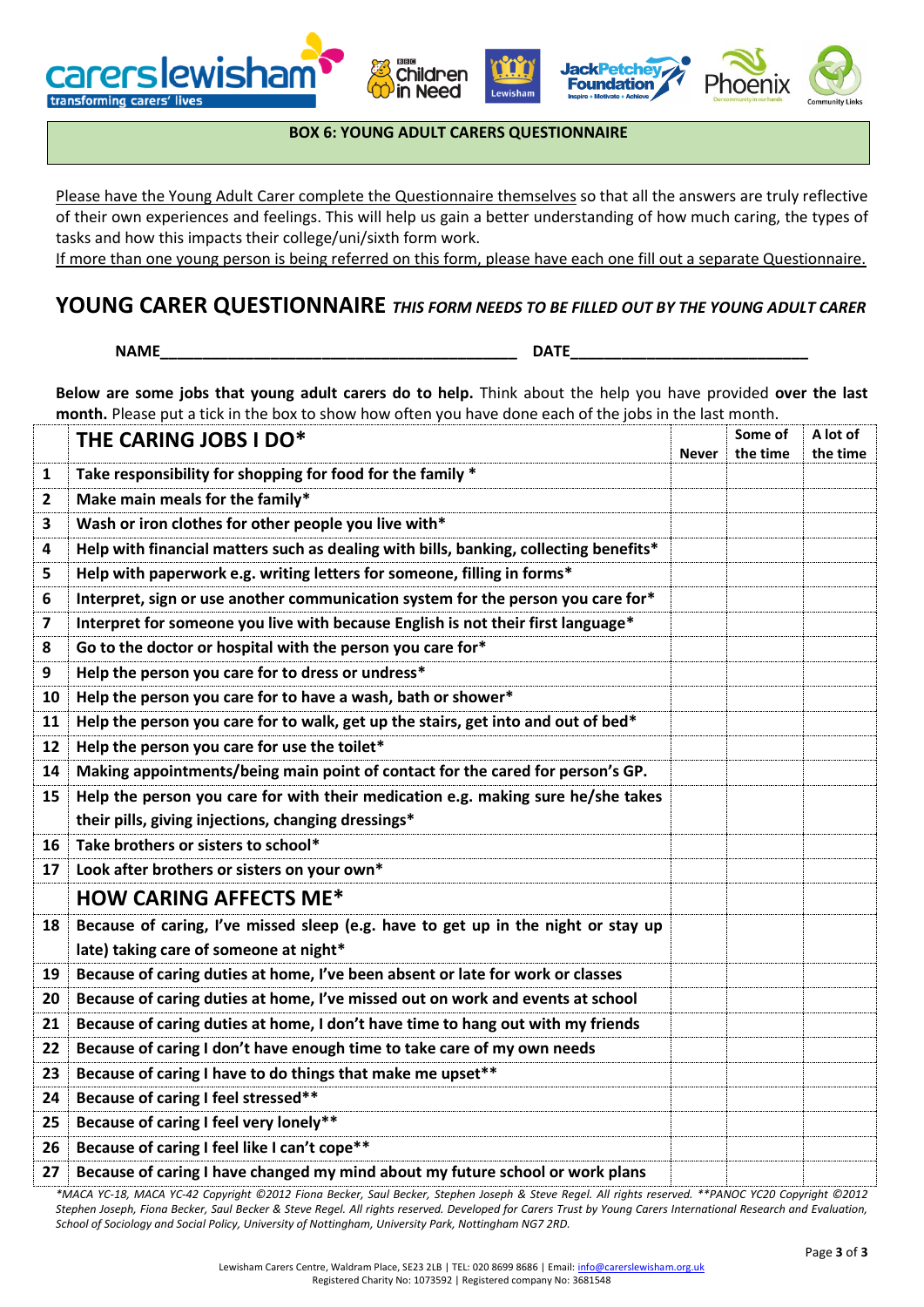**BOX 6: YOUNG ADULT CARERS QUESTIONNAIRE**

Please have the Young Adult Carer complete the Questionnaire themselves so that all the answers are truly reflective of their own experiences and feelings. This will help us gain a better understanding of how much caring, the types of tasks and how this impacts their college/uni/sixth form work.
If more than one young person is being referred on this form, please have each one fill out a separate Questionnaire.

## YOUNG CARER QUESTIONNAIRE *THIS FORM NEEDS TO BE FILLED OUT BY THE YOUNG ADULT CARER*

**NAME**__________________________________________ **DATE**____________________________

**Below are some jobs that young adult carers do to help.** Think about the help you have provided **over the last month.** Please put a tick in the box to show how often you have done each of the jobs in the last month.

| | **THE CARING JOBS I DO*** | **Never** | **Some of the time** | **A lot of the time** |
|---|---|---|---|---|
| **1** | **Take responsibility for shopping for food for the family *** | | | |
| **2** | **Make main meals for the family*** | | | |
| **3** | **Wash or iron clothes for other people you live with*** | | | |
| **4** | **Help with financial matters such as dealing with bills, banking, collecting benefits*** | | | |
| **5** | **Help with paperwork e.g. writing letters for someone, filling in forms*** | | | |
| **6** | **Interpret, sign or use another communication system for the person you care for*** | | | |
| **7** | **Interpret for someone you live with because English is not their first language*** | | | |
| **8** | **Go to the doctor or hospital with the person you care for*** | | | |
| **9** | **Help the person you care for to dress or undress*** | | | |
| **10** | **Help the person you care for to have a wash, bath or shower*** | | | |
| **11** | **Help the person you care for to walk, get up the stairs, get into and out of bed*** | | | |
| **12** | **Help the person you care for use the toilet*** | | | |
| **14** | **Making appointments/being main point of contact for the cared for person's GP.** | | | |
| **15** | **Help the person you care for with their medication e.g. making sure he/she takes their pills, giving injections, changing dressings*** | | | |
| **16** | **Take brothers or sisters to school*** | | | |
| **17** | **Look after brothers or sisters on your own*** | | | |
| | **HOW CARING AFFECTS ME*** | | | |
| **18** | **Because of caring, I've missed sleep (e.g. have to get up in the night or stay up late) taking care of someone at night*** | | | |
| **19** | **Because of caring duties at home, I've been absent or late for work or classes** | | | |
| **20** | **Because of caring duties at home, I've missed out on work and events at school** | | | |
| **21** | **Because of caring duties at home, I don't have time to hang out with my friends** | | | |
| **22** | **Because of caring I don't have enough time to take care of my own needs** | | | |
| **23** | **Because of caring I have to do things that make me upset**** | | | |
| **24** | **Because of caring I feel stressed**** | | | |
| **25** | **Because of caring I feel very lonely**** | | | |
| **26** | **Because of caring I feel like I can't cope**** | | | |
| **27** | **Because of caring I have changed my mind about my future school or work plans** | | | |

*\*MACA YC-18, MACA YC-42 Copyright ©2012 Fiona Becker, Saul Becker, Stephen Joseph & Steve Regel. All rights reserved. \*\*PANOC YC20 Copyright ©2012 Stephen Joseph, Fiona Becker, Saul Becker & Steve Regel. All rights reserved. Developed for Carers Trust by Young Carers International Research and Evaluation, School of Sociology and Social Policy, University of Nottingham, University Park, Nottingham NG7 2RD.*

Lewisham Carers Centre, Waldram Place, SE23 2LB | TEL: 020 8699 8686 | Email: info@carerslewisham.org.uk
Registered Charity No: 1073592 | Registered company No: 3681548